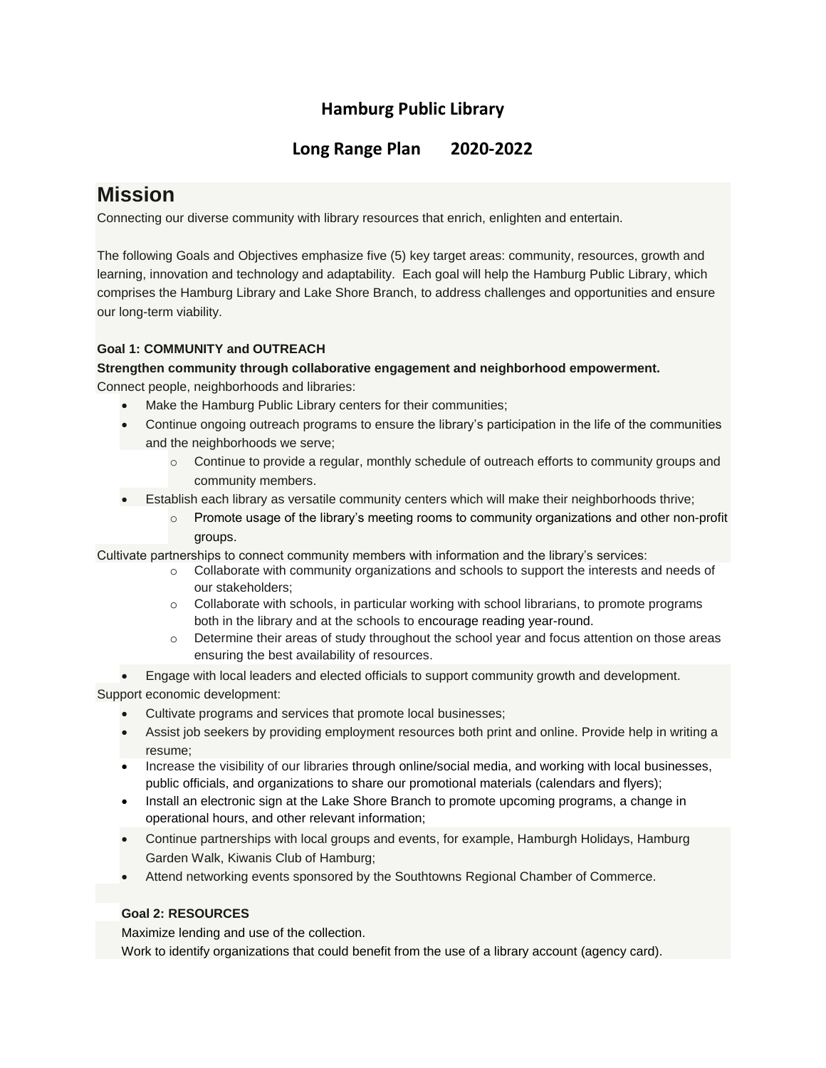# Hamburg Public Library

## Long Range Plan 2020-2022

## Mission

Connecting our diverse community with library resources that enrich, enlighten and entertain.

The following Goals and Objectives emphasize five (5) key target areas: community, resources, growth and learning, innovation and technology and adaptability. Each goal will help the Hamburg Public Library, which comprises the Hamburg Library and Lake Shore Branch, to address challenges and opportunities and ensure our long-term viability.

### Goal 1: COMMUNITY and OUTREACH

**Strengthen community through collaborative engagement and neighborhood empowerment.**

Connect people, neighborhoods and libraries:

- Make the Hamburg Public Library centers for their communities;
- Continue ongoing outreach programs to ensure the library's participation in the life of the communities and the neighborhoods we serve;
  - Continue to provide a regular, monthly schedule of outreach efforts to community groups and community members.
- Establish each library as versatile community centers which will make their neighborhoods thrive;
  - Promote usage of the library's meeting rooms to community organizations and other non-profit groups.

Cultivate partnerships to connect community members with information and the library's services:

  - Collaborate with community organizations and schools to support the interests and needs of our stakeholders;
  - Collaborate with schools, in particular working with school librarians, to promote programs both in the library and at the schools to encourage reading year-round.
  - Determine their areas of study throughout the school year and focus attention on those areas ensuring the best availability of resources.
- Engage with local leaders and elected officials to support community growth and development.

Support economic development:

- Cultivate programs and services that promote local businesses;
- Assist job seekers by providing employment resources both print and online. Provide help in writing a resume;
- Increase the visibility of our libraries through online/social media, and working with local businesses, public officials, and organizations to share our promotional materials (calendars and flyers);
- Install an electronic sign at the Lake Shore Branch to promote upcoming programs, a change in operational hours, and other relevant information;
- Continue partnerships with local groups and events, for example, Hamburgh Holidays, Hamburg Garden Walk, Kiwanis Club of Hamburg;
- Attend networking events sponsored by the Southtowns Regional Chamber of Commerce.

### Goal 2: RESOURCES

Maximize lending and use of the collection.

Work to identify organizations that could benefit from the use of a library account (agency card).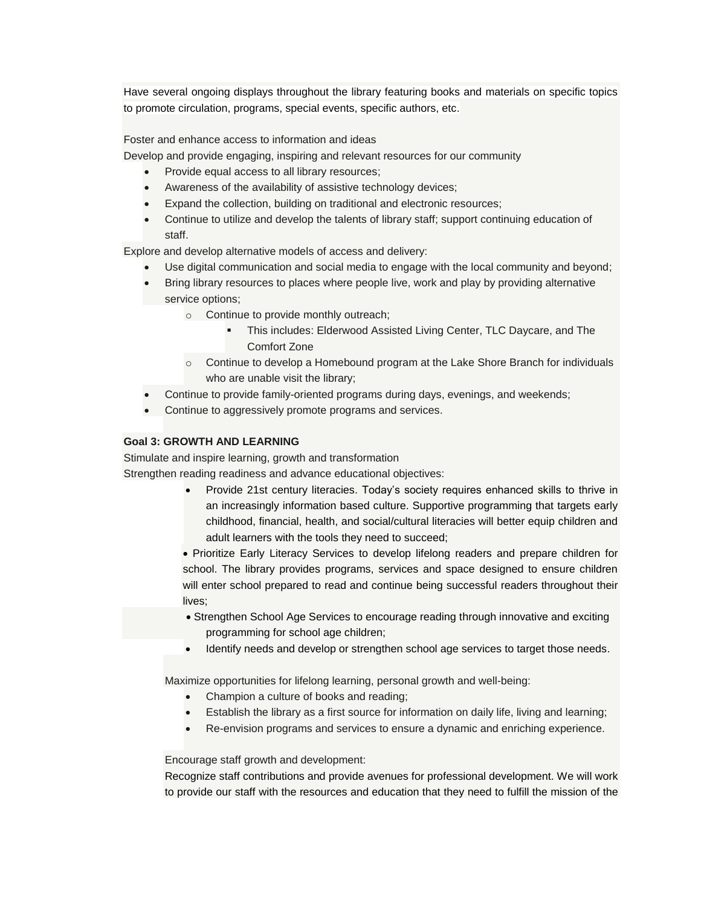Have several ongoing displays throughout the library featuring books and materials on specific topics to promote circulation, programs, special events, specific authors, etc.

Foster and enhance access to information and ideas

Develop and provide engaging, inspiring and relevant resources for our community

- Provide equal access to all library resources;
- Awareness of the availability of assistive technology devices;
- Expand the collection, building on traditional and electronic resources;
- Continue to utilize and develop the talents of library staff; support continuing education of staff.

Explore and develop alternative models of access and delivery:

- Use digital communication and social media to engage with the local community and beyond;
- Bring library resources to places where people live, work and play by providing alternative service options;
  - Continue to provide monthly outreach;
    - This includes: Elderwood Assisted Living Center, TLC Daycare, and The Comfort Zone
  - Continue to develop a Homebound program at the Lake Shore Branch for individuals who are unable visit the library;
- Continue to provide family-oriented programs during days, evenings, and weekends;
- Continue to aggressively promote programs and services.

**Goal 3: GROWTH AND LEARNING**

Stimulate and inspire learning, growth and transformation

Strengthen reading readiness and advance educational objectives:

- Provide 21st century literacies. Today's society requires enhanced skills to thrive in an increasingly information based culture. Supportive programming that targets early childhood, financial, health, and social/cultural literacies will better equip children and adult learners with the tools they need to succeed;
- Prioritize Early Literacy Services to develop lifelong readers and prepare children for school. The library provides programs, services and space designed to ensure children will enter school prepared to read and continue being successful readers throughout their lives;
- Strengthen School Age Services to encourage reading through innovative and exciting programming for school age children;
- Identify needs and develop or strengthen school age services to target those needs.

Maximize opportunities for lifelong learning, personal growth and well-being:

- Champion a culture of books and reading;
- Establish the library as a first source for information on daily life, living and learning;
- Re-envision programs and services to ensure a dynamic and enriching experience.

Encourage staff growth and development:

Recognize staff contributions and provide avenues for professional development. We will work to provide our staff with the resources and education that they need to fulfill the mission of the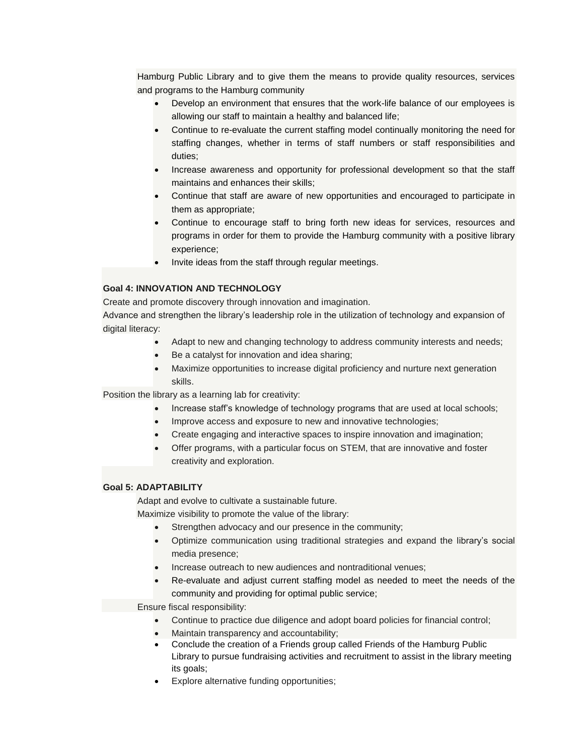Hamburg Public Library and to give them the means to provide quality resources, services and programs to the Hamburg community

- Develop an environment that ensures that the work-life balance of our employees is allowing our staff to maintain a healthy and balanced life;
- Continue to re-evaluate the current staffing model continually monitoring the need for staffing changes, whether in terms of staff numbers or staff responsibilities and duties;
- Increase awareness and opportunity for professional development so that the staff maintains and enhances their skills;
- Continue that staff are aware of new opportunities and encouraged to participate in them as appropriate;
- Continue to encourage staff to bring forth new ideas for services, resources and programs in order for them to provide the Hamburg community with a positive library experience;
- Invite ideas from the staff through regular meetings.

**Goal 4: INNOVATION AND TECHNOLOGY**

Create and promote discovery through innovation and imagination.

Advance and strengthen the library's leadership role in the utilization of technology and expansion of digital literacy:

- Adapt to new and changing technology to address community interests and needs;
- Be a catalyst for innovation and idea sharing;
- Maximize opportunities to increase digital proficiency and nurture next generation skills.

Position the library as a learning lab for creativity:

- Increase staff's knowledge of technology programs that are used at local schools;
- Improve access and exposure to new and innovative technologies;
- Create engaging and interactive spaces to inspire innovation and imagination;
- Offer programs, with a particular focus on STEM, that are innovative and foster creativity and exploration.

**Goal 5: ADAPTABILITY**

Adapt and evolve to cultivate a sustainable future.

Maximize visibility to promote the value of the library:

- Strengthen advocacy and our presence in the community;
- Optimize communication using traditional strategies and expand the library's social media presence;
- Increase outreach to new audiences and nontraditional venues;
- Re-evaluate and adjust current staffing model as needed to meet the needs of the community and providing for optimal public service;

Ensure fiscal responsibility:

- Continue to practice due diligence and adopt board policies for financial control;
- Maintain transparency and accountability;
- Conclude the creation of a Friends group called Friends of the Hamburg Public Library to pursue fundraising activities and recruitment to assist in the library meeting its goals;
- Explore alternative funding opportunities;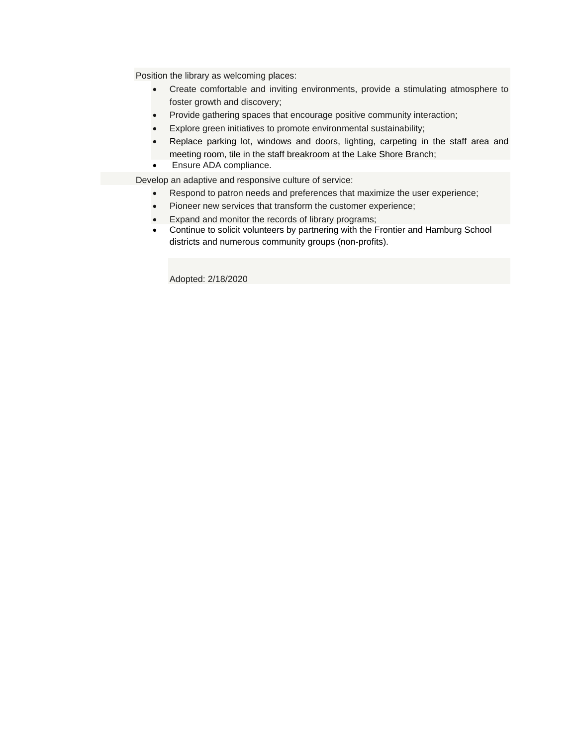Position the library as welcoming places:

- Create comfortable and inviting environments, provide a stimulating atmosphere to foster growth and discovery;
- Provide gathering spaces that encourage positive community interaction;
- Explore green initiatives to promote environmental sustainability;
- Replace parking lot, windows and doors, lighting, carpeting in the staff area and meeting room, tile in the staff breakroom at the Lake Shore Branch;
- Ensure ADA compliance.

Develop an adaptive and responsive culture of service:

- Respond to patron needs and preferences that maximize the user experience;
- Pioneer new services that transform the customer experience;
- Expand and monitor the records of library programs;
- Continue to solicit volunteers by partnering with the Frontier and Hamburg School districts and numerous community groups (non-profits).

Adopted: 2/18/2020